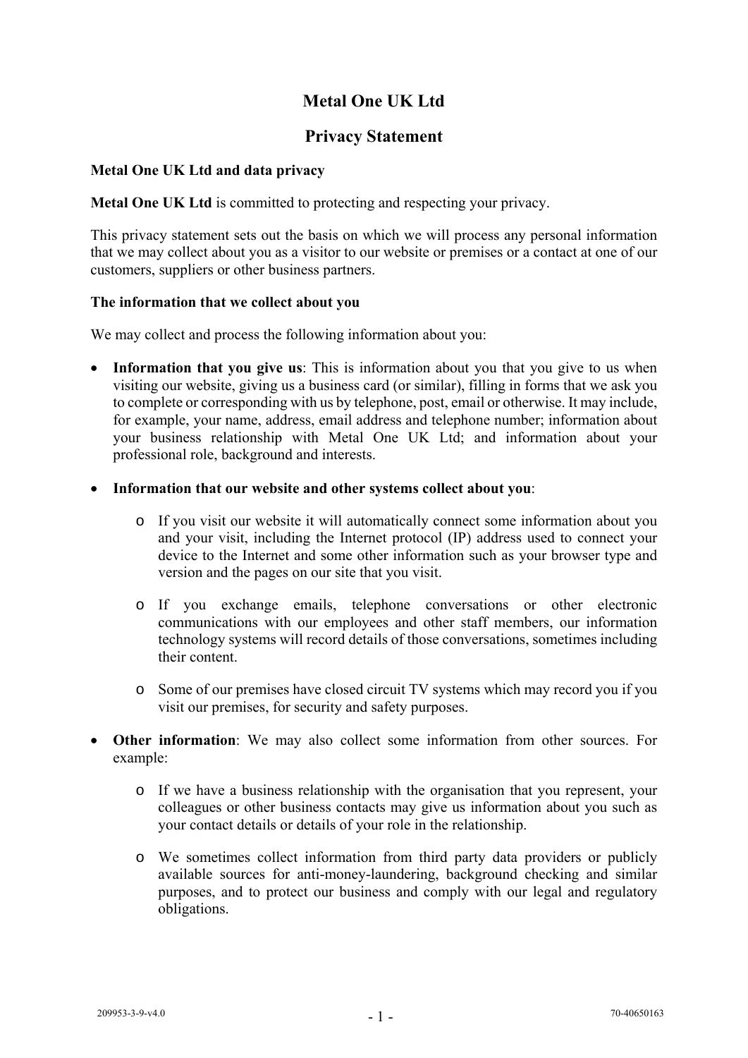# Metal One UK Ltd

## Privacy Statement

**Metal One UK Ltd and data privacy**

**Metal One UK Ltd** is committed to protecting and respecting your privacy.

This privacy statement sets out the basis on which we will process any personal information that we may collect about you as a visitor to our website or premises or a contact at one of our customers, suppliers or other business partners.

**The information that we collect about you**

We may collect and process the following information about you:

- **Information that you give us**: This is information about you that you give to us when visiting our website, giving us a business card (or similar), filling in forms that we ask you to complete or corresponding with us by telephone, post, email or otherwise. It may include, for example, your name, address, email address and telephone number; information about your business relationship with Metal One UK Ltd; and information about your professional role, background and interests.
- **Information that our website and other systems collect about you**:
  - If you visit our website it will automatically connect some information about you and your visit, including the Internet protocol (IP) address used to connect your device to the Internet and some other information such as your browser type and version and the pages on our site that you visit.
  - If you exchange emails, telephone conversations or other electronic communications with our employees and other staff members, our information technology systems will record details of those conversations, sometimes including their content.
  - Some of our premises have closed circuit TV systems which may record you if you visit our premises, for security and safety purposes.
- **Other information**: We may also collect some information from other sources. For example:
  - If we have a business relationship with the organisation that you represent, your colleagues or other business contacts may give us information about you such as your contact details or details of your role in the relationship.
  - We sometimes collect information from third party data providers or publicly available sources for anti-money-laundering, background checking and similar purposes, and to protect our business and comply with our legal and regulatory obligations.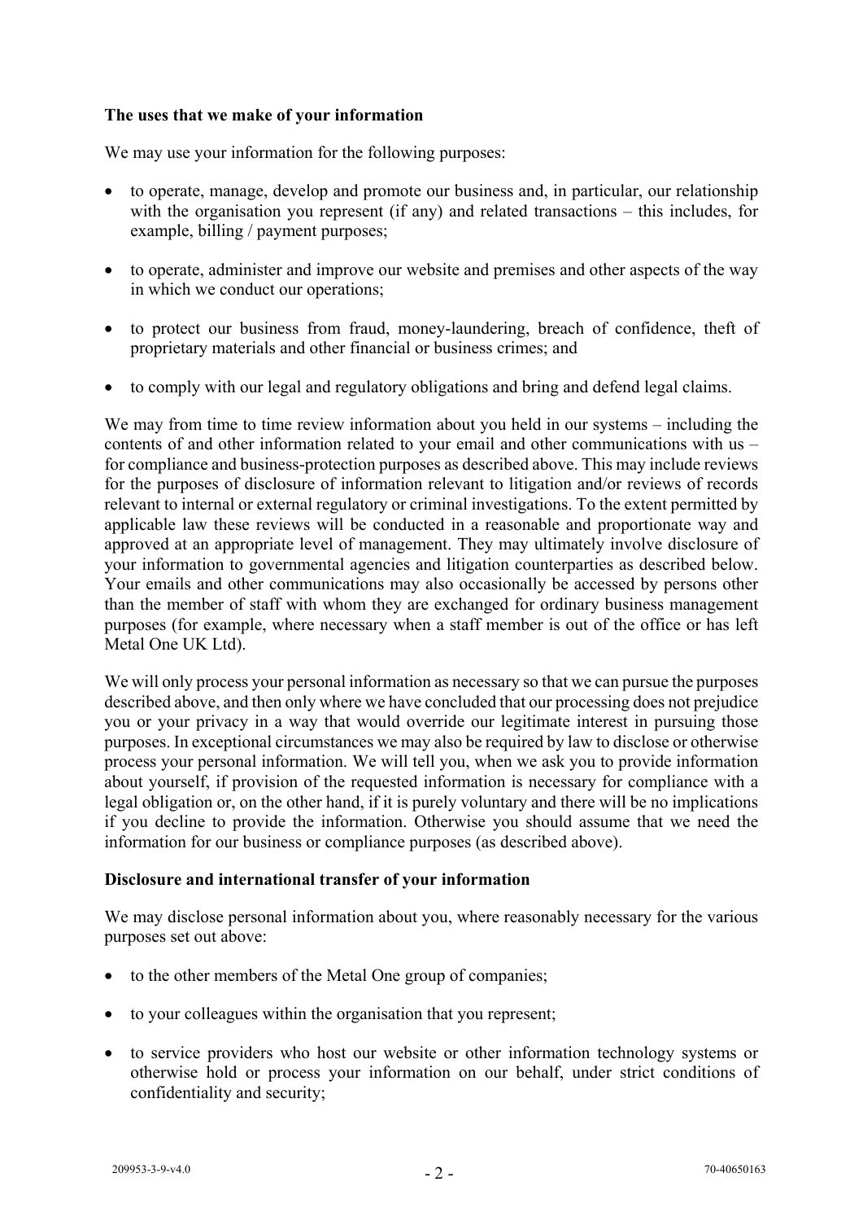**The uses that we make of your information**

We may use your information for the following purposes:

- to operate, manage, develop and promote our business and, in particular, our relationship with the organisation you represent (if any) and related transactions – this includes, for example, billing / payment purposes;
- to operate, administer and improve our website and premises and other aspects of the way in which we conduct our operations;
- to protect our business from fraud, money-laundering, breach of confidence, theft of proprietary materials and other financial or business crimes; and
- to comply with our legal and regulatory obligations and bring and defend legal claims.

We may from time to time review information about you held in our systems – including the contents of and other information related to your email and other communications with us – for compliance and business-protection purposes as described above. This may include reviews for the purposes of disclosure of information relevant to litigation and/or reviews of records relevant to internal or external regulatory or criminal investigations. To the extent permitted by applicable law these reviews will be conducted in a reasonable and proportionate way and approved at an appropriate level of management. They may ultimately involve disclosure of your information to governmental agencies and litigation counterparties as described below. Your emails and other communications may also occasionally be accessed by persons other than the member of staff with whom they are exchanged for ordinary business management purposes (for example, where necessary when a staff member is out of the office or has left Metal One UK Ltd).

We will only process your personal information as necessary so that we can pursue the purposes described above, and then only where we have concluded that our processing does not prejudice you or your privacy in a way that would override our legitimate interest in pursuing those purposes. In exceptional circumstances we may also be required by law to disclose or otherwise process your personal information. We will tell you, when we ask you to provide information about yourself, if provision of the requested information is necessary for compliance with a legal obligation or, on the other hand, if it is purely voluntary and there will be no implications if you decline to provide the information. Otherwise you should assume that we need the information for our business or compliance purposes (as described above).

**Disclosure and international transfer of your information**

We may disclose personal information about you, where reasonably necessary for the various purposes set out above:

- to the other members of the Metal One group of companies;
- to your colleagues within the organisation that you represent;
- to service providers who host our website or other information technology systems or otherwise hold or process your information on our behalf, under strict conditions of confidentiality and security;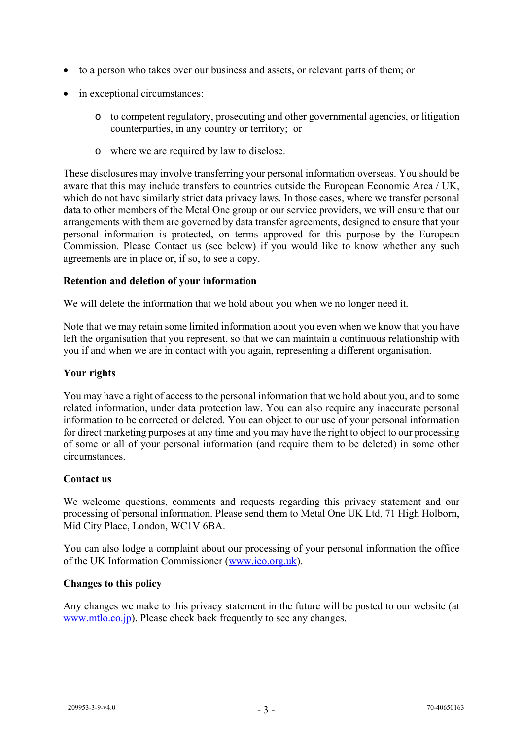- to a person who takes over our business and assets, or relevant parts of them; or
- in exceptional circumstances:
    - to competent regulatory, prosecuting and other governmental agencies, or litigation counterparties, in any country or territory; or
    - where we are required by law to disclose.

These disclosures may involve transferring your personal information overseas. You should be aware that this may include transfers to countries outside the European Economic Area / UK, which do not have similarly strict data privacy laws. In those cases, where we transfer personal data to other members of the Metal One group or our service providers, we will ensure that our arrangements with them are governed by data transfer agreements, designed to ensure that your personal information is protected, on terms approved for this purpose by the European Commission. Please Contact us (see below) if you would like to know whether any such agreements are in place or, if so, to see a copy.

**Retention and deletion of your information**

We will delete the information that we hold about you when we no longer need it.

Note that we may retain some limited information about you even when we know that you have left the organisation that you represent, so that we can maintain a continuous relationship with you if and when we are in contact with you again, representing a different organisation.

**Your rights**

You may have a right of access to the personal information that we hold about you, and to some related information, under data protection law. You can also require any inaccurate personal information to be corrected or deleted. You can object to our use of your personal information for direct marketing purposes at any time and you may have the right to object to our processing of some or all of your personal information (and require them to be deleted) in some other circumstances.

**Contact us**

We welcome questions, comments and requests regarding this privacy statement and our processing of personal information. Please send them to Metal One UK Ltd, 71 High Holborn, Mid City Place, London, WC1V 6BA.

You can also lodge a complaint about our processing of your personal information the office of the UK Information Commissioner (www.ico.org.uk).

**Changes to this policy**

Any changes we make to this privacy statement in the future will be posted to our website (at www.mtlo.co.jp). Please check back frequently to see any changes.